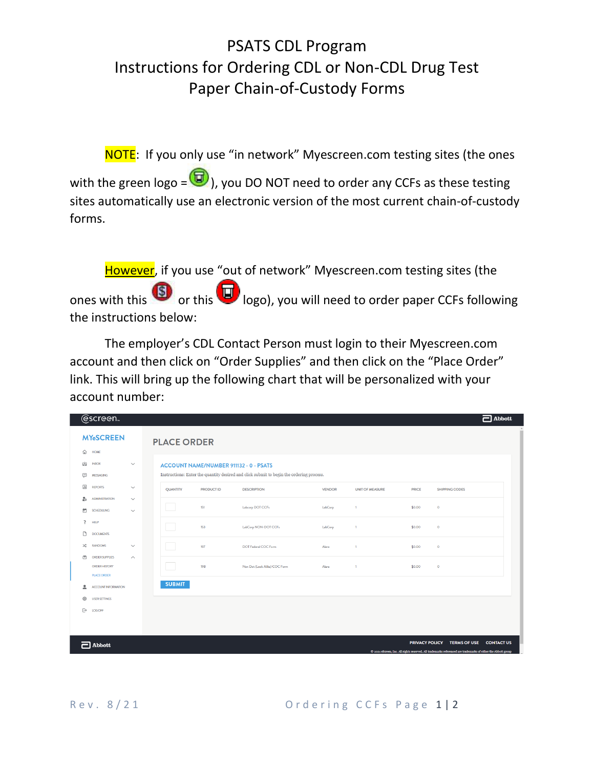# PSATS CDL Program
## Instructions for Ordering CDL or Non-CDL Drug Test Paper Chain-of-Custody Forms

NOTE: If you only use "in network" Myescreen.com testing sites (the ones with the green logo = ), you DO NOT need to order any CCFs as these testing sites automatically use an electronic version of the most current chain-of-custody forms.

However, if you use "out of network" Myescreen.com testing sites (the ones with this or this logo), you will need to order paper CCFs following the instructions below:

The employer's CDL Contact Person must login to their Myescreen.com account and then click on "Order Supplies" and then click on the "Place Order" link. This will bring up the following chart that will be personalized with your account number:

escreen | Abbott

MYeSCREEN

- HOME
- INBOX
- MESSAGING
- REPORTS
- ADMINISTRATION
- SCHEDULING
- HELP
- DOCUMENTS
- RANDOMS
- ORDER SUPPLIES
  - ORDER HISTORY
  - PLACE ORDER
- ACCOUNT INFORMATION
- USER SETTINGS
- LOG OFF

PLACE ORDER

ACCOUNT NAME/NUMBER 911132 - 0 - PSATS

Instructions: Enter the quantity desired and click submit to begin the ordering process.

| QUANTITY | PRODUCT ID | DESCRIPTION | VENDOR | UNIT OF MEASURE | PRICE | SHIPPING CODES |
|---|---|---|---|---|---|---|
| | 151 | Labcorp DOT CCFs | LabCorp | 1 | $0.00 | 0 |
| | 153 | LabCorp NON-DOT CCFs | LabCorp | 1 | $0.00 | 0 |
| | 197 | DOT Federal COC Form | Alere | 1 | $0.00 | 0 |
| | 198 | Non Dot (Look Alike) COC Form | Alere | 1 | $0.00 | 0 |

SUBMIT

Abbott

PRIVACY POLICY | TERMS OF USE | CONTACT US

© 2021 eScreen, Inc. All rights reserved. All trademarks referenced are trademarks of either the Abbott group

Rev. 8/21 | Ordering CCFs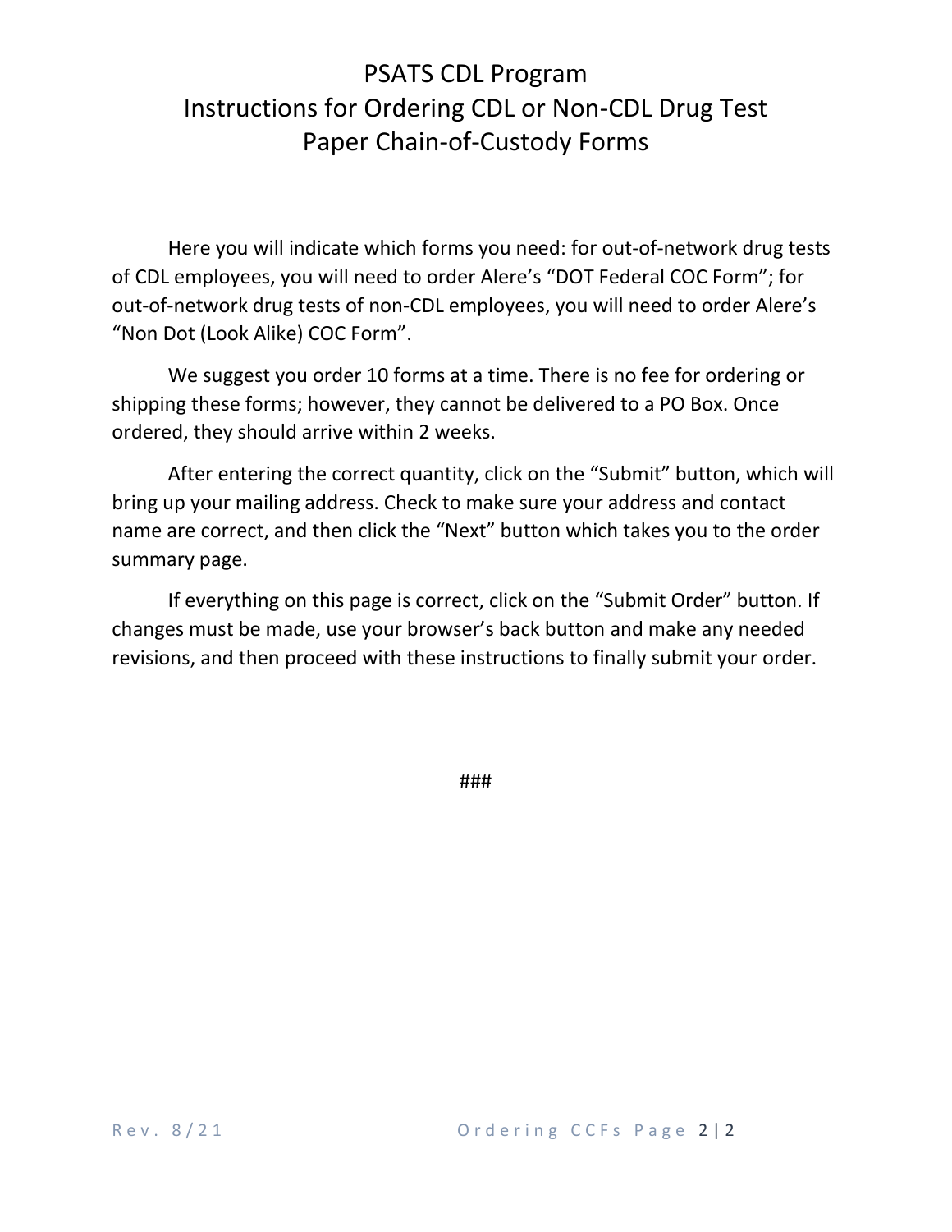# PSATS CDL Program
# Instructions for Ordering CDL or Non-CDL Drug Test
# Paper Chain-of-Custody Forms

Here you will indicate which forms you need: for out-of-network drug tests of CDL employees, you will need to order Alere's "DOT Federal COC Form"; for out-of-network drug tests of non-CDL employees, you will need to order Alere's "Non Dot (Look Alike) COC Form".

We suggest you order 10 forms at a time. There is no fee for ordering or shipping these forms; however, they cannot be delivered to a PO Box. Once ordered, they should arrive within 2 weeks.

After entering the correct quantity, click on the "Submit" button, which will bring up your mailing address. Check to make sure your address and contact name are correct, and then click the "Next" button which takes you to the order summary page.

If everything on this page is correct, click on the "Submit Order" button. If changes must be made, use your browser's back button and make any needed revisions, and then proceed with these instructions to finally submit your order.

###